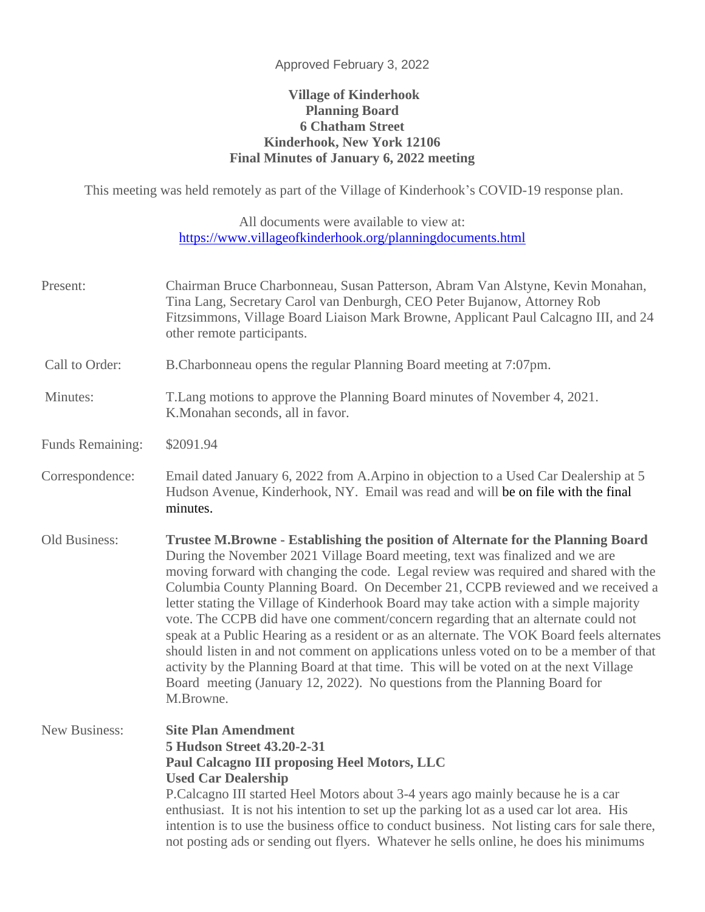Approved February 3, 2022

**Village of Kinderhook**
**Planning Board**
**6 Chatham Street**
**Kinderhook, New York 12106**
**Final Minutes of January 6, 2022 meeting**

This meeting was held remotely as part of the Village of Kinderhook's COVID-19 response plan.

All documents were available to view at:
https://www.villageofkinderhook.org/planningdocuments.html

**Present:** Chairman Bruce Charbonneau, Susan Patterson, Abram Van Alstyne, Kevin Monahan, Tina Lang, Secretary Carol van Denburgh, CEO Peter Bujanow, Attorney Rob Fitzsimmons, Village Board Liaison Mark Browne, Applicant Paul Calcagno III, and 24 other remote participants.

**Call to Order:** B.Charbonneau opens the regular Planning Board meeting at 7:07pm.

**Minutes:** T.Lang motions to approve the Planning Board minutes of November 4, 2021. K.Monahan seconds, all in favor.

**Funds Remaining:** $2091.94

**Correspondence:** Email dated January 6, 2022 from A.Arpino in objection to a Used Car Dealership at 5 Hudson Avenue, Kinderhook, NY. Email was read and will be on file with the final minutes.

**Old Business:**

**Trustee M.Browne - Establishing the position of Alternate for the Planning Board**
During the November 2021 Village Board meeting, text was finalized and we are moving forward with changing the code. Legal review was required and shared with the Columbia County Planning Board. On December 21, CCPB reviewed and we received a letter stating the Village of Kinderhook Board may take action with a simple majority vote. The CCPB did have one comment/concern regarding that an alternate could not speak at a Public Hearing as a resident or as an alternate. The VOK Board feels alternates should listen in and not comment on applications unless voted on to be a member of that activity by the Planning Board at that time. This will be voted on at the next Village Board meeting (January 12, 2022). No questions from the Planning Board for M.Browne.

**New Business:**

**Site Plan Amendment**
**5 Hudson Street 43.20-2-31**
**Paul Calcagno III proposing Heel Motors, LLC**
**Used Car Dealership**
P.Calcagno III started Heel Motors about 3-4 years ago mainly because he is a car enthusiast. It is not his intention to set up the parking lot as a used car lot area. His intention is to use the business office to conduct business. Not listing cars for sale there, not posting ads or sending out flyers. Whatever he sells online, he does his minimums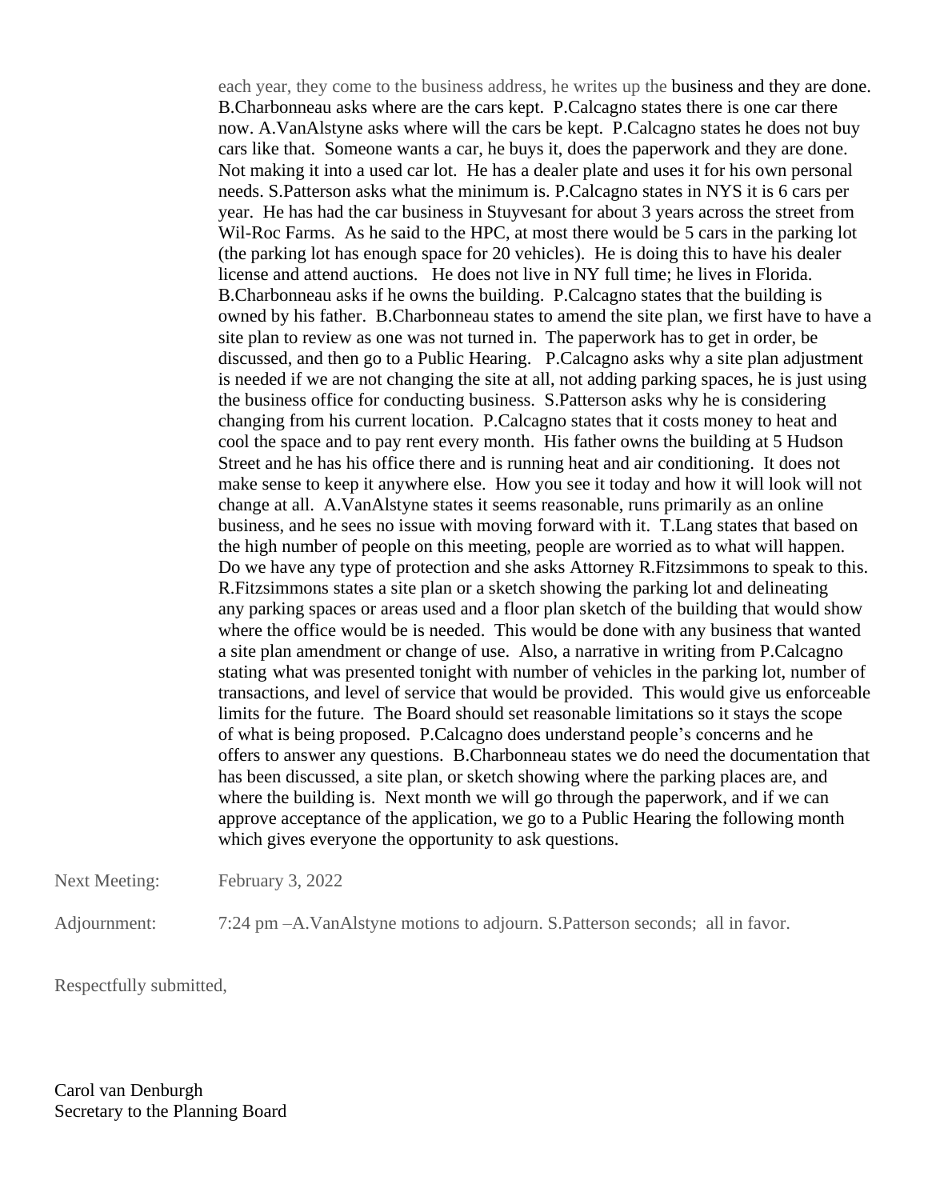each year, they come to the business address, he writes up the business and they are done. B.Charbonneau asks where are the cars kept. P.Calcagno states there is one car there now. A.VanAlstyne asks where will the cars be kept. P.Calcagno states he does not buy cars like that. Someone wants a car, he buys it, does the paperwork and they are done. Not making it into a used car lot. He has a dealer plate and uses it for his own personal needs. S.Patterson asks what the minimum is. P.Calcagno states in NYS it is 6 cars per year. He has had the car business in Stuyvesant for about 3 years across the street from Wil-Roc Farms. As he said to the HPC, at most there would be 5 cars in the parking lot (the parking lot has enough space for 20 vehicles). He is doing this to have his dealer license and attend auctions. He does not live in NY full time; he lives in Florida. B.Charbonneau asks if he owns the building. P.Calcagno states that the building is owned by his father. B.Charbonneau states to amend the site plan, we first have to have a site plan to review as one was not turned in. The paperwork has to get in order, be discussed, and then go to a Public Hearing. P.Calcagno asks why a site plan adjustment is needed if we are not changing the site at all, not adding parking spaces, he is just using the business office for conducting business. S.Patterson asks why he is considering changing from his current location. P.Calcagno states that it costs money to heat and cool the space and to pay rent every month. His father owns the building at 5 Hudson Street and he has his office there and is running heat and air conditioning. It does not make sense to keep it anywhere else. How you see it today and how it will look will not change at all. A.VanAlstyne states it seems reasonable, runs primarily as an online business, and he sees no issue with moving forward with it. T.Lang states that based on the high number of people on this meeting, people are worried as to what will happen. Do we have any type of protection and she asks Attorney R.Fitzsimmons to speak to this. R.Fitzsimmons states a site plan or a sketch showing the parking lot and delineating any parking spaces or areas used and a floor plan sketch of the building that would show where the office would be is needed. This would be done with any business that wanted a site plan amendment or change of use. Also, a narrative in writing from P.Calcagno stating what was presented tonight with number of vehicles in the parking lot, number of transactions, and level of service that would be provided. This would give us enforceable limits for the future. The Board should set reasonable limitations so it stays the scope of what is being proposed. P.Calcagno does understand people's concerns and he offers to answer any questions. B.Charbonneau states we do need the documentation that has been discussed, a site plan, or sketch showing where the parking places are, and where the building is. Next month we will go through the paperwork, and if we can approve acceptance of the application, we go to a Public Hearing the following month which gives everyone the opportunity to ask questions.

Next Meeting: February 3, 2022

Adjournment: 7:24 pm –A.VanAlstyne motions to adjourn. S.Patterson seconds; all in favor.

Respectfully submitted,

Carol van Denburgh
Secretary to the Planning Board